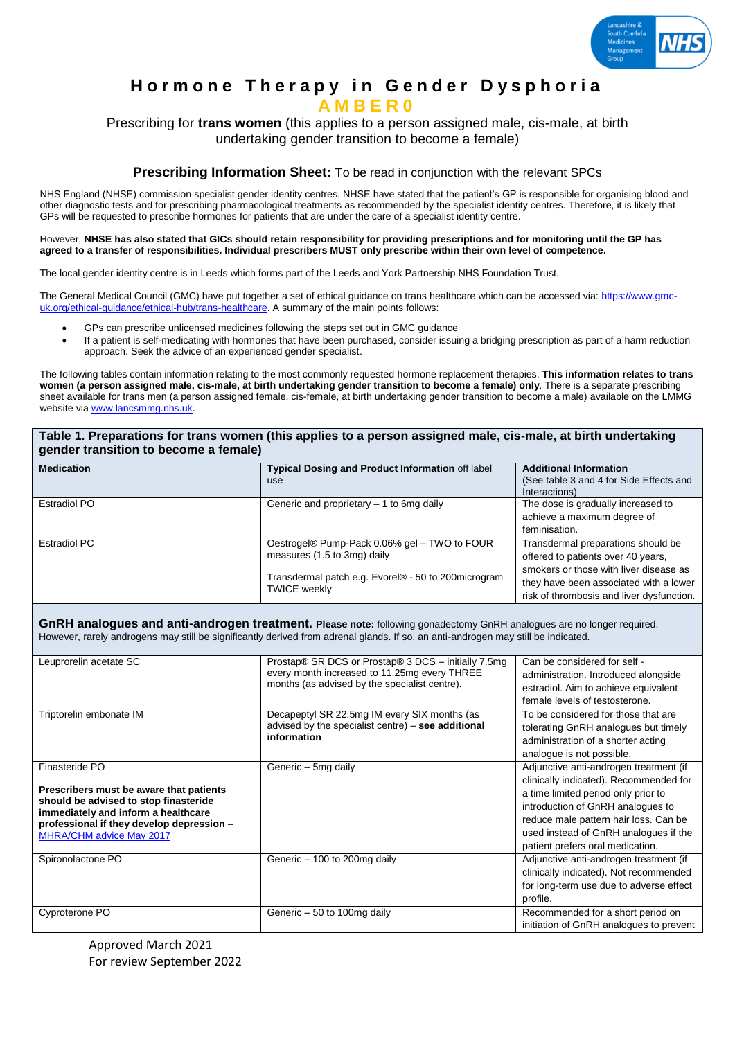# Hormone Therapy in Gender Dysphoria

**AMBER0**

Prescribing for **trans women** (this applies to a person assigned male, cis-male, at birth undertaking gender transition to become a female)

## Prescribing Information Sheet: To be read in conjunction with the relevant SPCs

NHS England (NHSE) commission specialist gender identity centres. NHSE have stated that the patient's GP is responsible for organising blood and other diagnostic tests and for prescribing pharmacological treatments as recommended by the specialist identity centres. Therefore, it is likely that GPs will be requested to prescribe hormones for patients that are under the care of a specialist identity centre.

However, **NHSE has also stated that GICs should retain responsibility for providing prescriptions and for monitoring until the GP has agreed to a transfer of responsibilities. Individual prescribers MUST only prescribe within their own level of competence.**

The local gender identity centre is in Leeds which forms part of the Leeds and York Partnership NHS Foundation Trust.

The General Medical Council (GMC) have put together a set of ethical guidance on trans healthcare which can be accessed via: https://www.gmc-uk.org/ethical-guidance/ethical-hub/trans-healthcare. A summary of the main points follows:

- GPs can prescribe unlicensed medicines following the steps set out in GMC guidance
- If a patient is self-medicating with hormones that have been purchased, consider issuing a bridging prescription as part of a harm reduction approach. Seek the advice of an experienced gender specialist.

The following tables contain information relating to the most commonly requested hormone replacement therapies. **This information relates to trans women (a person assigned male, cis-male, at birth undertaking gender transition to become a female) only**. There is a separate prescribing sheet available for trans men (a person assigned female, cis-female, at birth undertaking gender transition to become a male) available on the LMMG website via www.lancsmmg.nhs.uk.

**Table 1. Preparations for trans women (this applies to a person assigned male, cis-male, at birth undertaking gender transition to become a female)**

| **Medication** | **Typical Dosing and Product Information** off label use | **Additional Information** (See table 3 and 4 for Side Effects and Interactions) |
|---|---|---|
| Estradiol PO | Generic and proprietary – 1 to 6mg daily | The dose is gradually increased to achieve a maximum degree of feminisation. |
| Estradiol PC | Oestrogel® Pump-Pack 0.06% gel – TWO to FOUR measures (1.5 to 3mg) daily<br><br>Transdermal patch e.g. Evorel® - 50 to 200microgram TWICE weekly | Transdermal preparations should be offered to patients over 40 years, smokers or those with liver disease as they have been associated with a lower risk of thrombosis and liver dysfunction. |
| **GnRH analogues and anti-androgen treatment. Please note:** following gonadectomy GnRH analogues are no longer required. However, rarely androgens may still be significantly derived from adrenal glands. If so, an anti-androgen may still be indicated. | | |
| Leuprorelin acetate SC | Prostap® SR DCS or Prostap® 3 DCS – initially 7.5mg every month increased to 11.25mg every THREE months (as advised by the specialist centre). | Can be considered for self - administration. Introduced alongside estradiol. Aim to achieve equivalent female levels of testosterone. |
| Triptorelin embonate IM | Decapeptyl SR 22.5mg IM every SIX months (as advised by the specialist centre) – **see additional information** | To be considered for those that are tolerating GnRH analogues but timely administration of a shorter acting analogue is not possible. |
| Finasteride PO<br><br>**Prescribers must be aware that patients should be advised to stop finasteride immediately and inform a healthcare professional if they develop depression** – MHRA/CHM advice May 2017 | Generic – 5mg daily | Adjunctive anti-androgen treatment (if clinically indicated). Recommended for a time limited period only prior to introduction of GnRH analogues to reduce male pattern hair loss. Can be used instead of GnRH analogues if the patient prefers oral medication. |
| Spironolactone PO | Generic – 100 to 200mg daily | Adjunctive anti-androgen treatment (if clinically indicated). Not recommended for long-term use due to adverse effect profile. |
| Cyproterone PO | Generic – 50 to 100mg daily | Recommended for a short period on initiation of GnRH analogues to prevent |

Approved March 2021
For review September 2022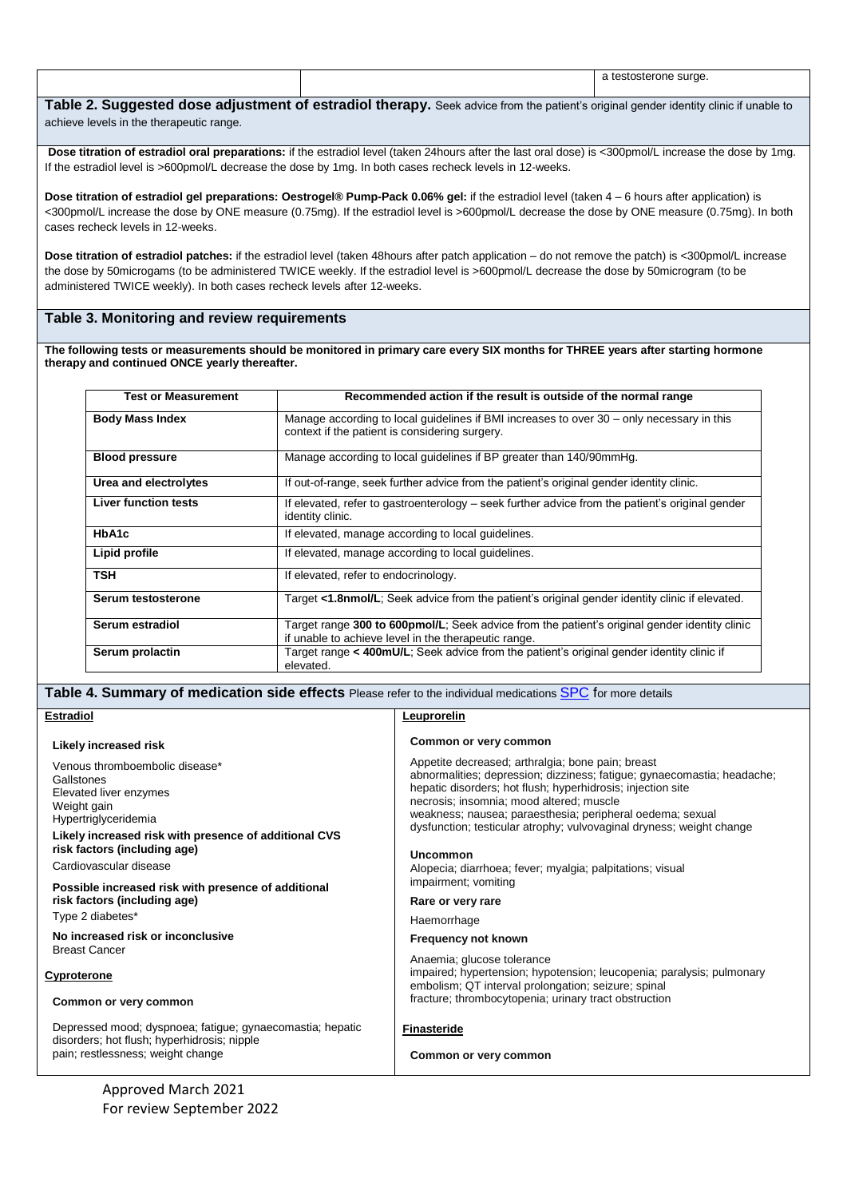| | | a testosterone surge. |
|---|---|---|

**Table 2. Suggested dose adjustment of estradiol therapy.** Seek advice from the patient's original gender identity clinic if unable to achieve levels in the therapeutic range.

**Dose titration of estradiol oral preparations:** if the estradiol level (taken 24hours after the last oral dose) is <300pmol/L increase the dose by 1mg. If the estradiol level is >600pmol/L decrease the dose by 1mg. In both cases recheck levels in 12-weeks.

**Dose titration of estradiol gel preparations: Oestrogel® Pump-Pack 0.06% gel:** if the estradiol level (taken 4 – 6 hours after application) is <300pmol/L increase the dose by ONE measure (0.75mg). If the estradiol level is >600pmol/L decrease the dose by ONE measure (0.75mg). In both cases recheck levels in 12-weeks.

**Dose titration of estradiol patches:** if the estradiol level (taken 48hours after patch application – do not remove the patch) is <300pmol/L increase the dose by 50microgams (to be administered TWICE weekly. If the estradiol level is >600pmol/L decrease the dose by 50microgram (to be administered TWICE weekly). In both cases recheck levels after 12-weeks.

**Table 3. Monitoring and review requirements**

**The following tests or measurements should be monitored in primary care every SIX months for THREE years after starting hormone therapy and continued ONCE yearly thereafter.**

| Test or Measurement | Recommended action if the result is outside of the normal range |
|---|---|
| **Body Mass Index** | Manage according to local guidelines if BMI increases to over 30 – only necessary in this context if the patient is considering surgery. |
| **Blood pressure** | Manage according to local guidelines if BP greater than 140/90mmHg. |
| **Urea and electrolytes** | If out-of-range, seek further advice from the patient's original gender identity clinic. |
| **Liver function tests** | If elevated, refer to gastroenterology – seek further advice from the patient's original gender identity clinic. |
| **HbA1c** | If elevated, manage according to local guidelines. |
| **Lipid profile** | If elevated, manage according to local guidelines. |
| **TSH** | If elevated, refer to endocrinology. |
| **Serum testosterone** | Target **<1.8nmol/L**; Seek advice from the patient's original gender identity clinic if elevated. |
| **Serum estradiol** | Target range **300 to 600pmol/L**; Seek advice from the patient's original gender identity clinic if unable to achieve level in the therapeutic range. |
| **Serum prolactin** | Target range **< 400mU/L**; Seek advice from the patient's original gender identity clinic if elevated. |

**Table 4. Summary of medication side effects** Please refer to the individual medications SPC for more details

**Estradiol**

**Likely increased risk**

Venous thromboembolic disease*
Gallstones
Elevated liver enzymes
Weight gain
Hypertriglyceridemia

**Likely increased risk with presence of additional CVS risk factors (including age)**

Cardiovascular disease

**Possible increased risk with presence of additional risk factors (including age)**

Type 2 diabetes*

**No increased risk or inconclusive**

Breast Cancer

**Cyproterone**

**Common or very common**

Depressed mood; dyspnoea; fatigue; gynaecomastia; hepatic disorders; hot flush; hyperhidrosis; nipple pain; restlessness; weight change

**Leuprorelin**

**Common or very common**

Appetite decreased; arthralgia; bone pain; breast abnormalities; depression; dizziness; fatigue; gynaecomastia; headache; hepatic disorders; hot flush; hyperhidrosis; injection site necrosis; insomnia; mood altered; muscle weakness; nausea; paraesthesia; peripheral oedema; sexual dysfunction; testicular atrophy; vulvovaginal dryness; weight change

**Uncommon**

Alopecia; diarrhoea; fever; myalgia; palpitations; visual impairment; vomiting

**Rare or very rare**

Haemorrhage

**Frequency not known**

Anaemia; glucose tolerance impaired; hypertension; hypotension; leucopenia; paralysis; pulmonary embolism; QT interval prolongation; seizure; spinal fracture; thrombocytopenia; urinary tract obstruction

**Finasteride**

**Common or very common**

Approved March 2021
For review September 2022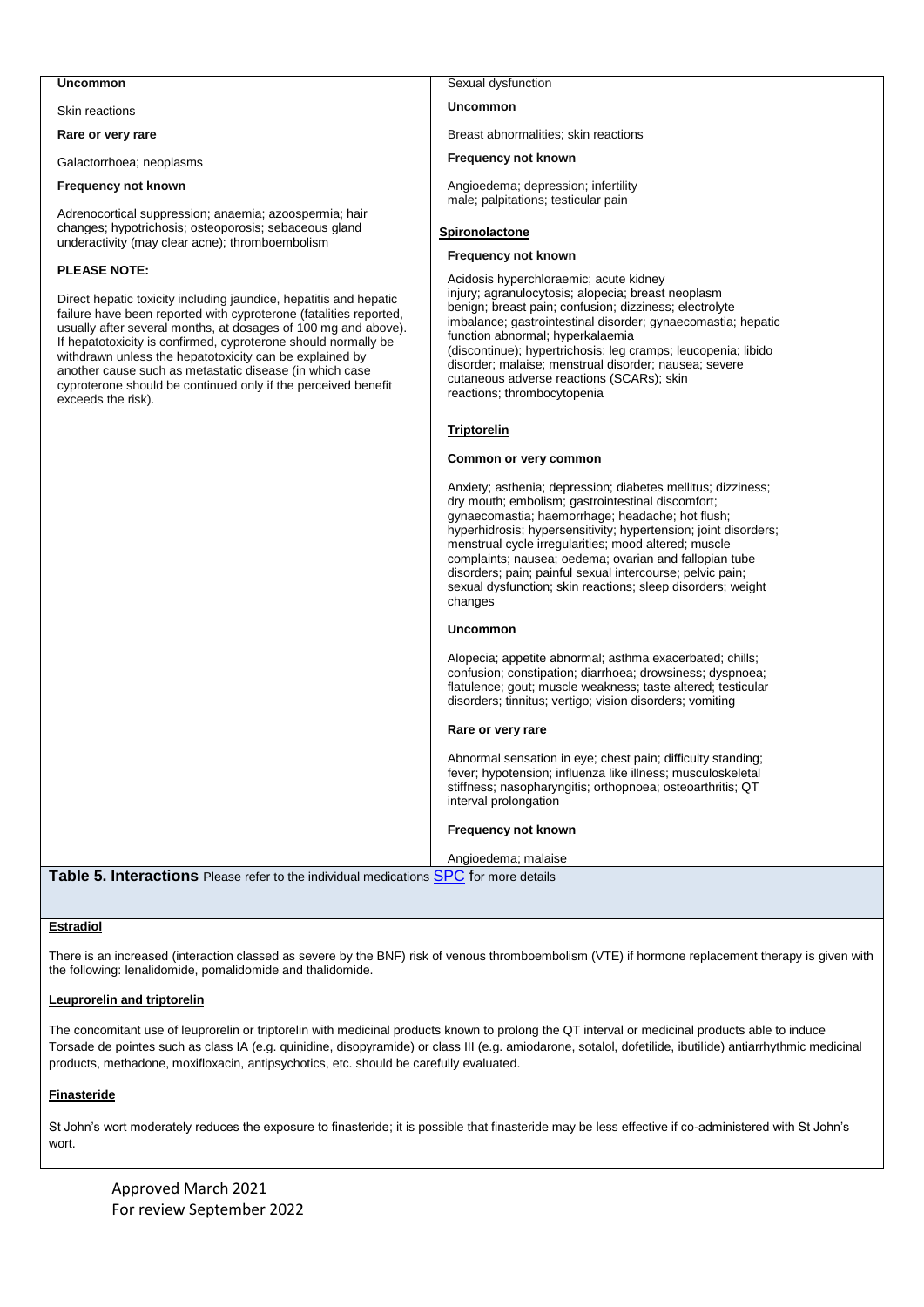| | |
|---|---|
| **Uncommon**<br><br>Skin reactions<br><br>**Rare or very rare**<br><br>Galactorrhoea; neoplasms<br><br>**Frequency not known**<br><br>Adrenocortical suppression; anaemia; azoospermia; hair changes; hypotrichosis; osteoporosis; sebaceous gland underactivity (may clear acne); thromboembolism<br><br>**PLEASE NOTE:**<br><br>Direct hepatic toxicity including jaundice, hepatitis and hepatic failure have been reported with cyproterone (fatalities reported, usually after several months, at dosages of 100 mg and above). If hepatotoxicity is confirmed, cyproterone should normally be withdrawn unless the hepatotoxicity can be explained by another cause such as metastatic disease (in which case cyproterone should be continued only if the perceived benefit exceeds the risk). | Sexual dysfunction<br><br>**Uncommon**<br><br>Breast abnormalities; skin reactions<br><br>**Frequency not known**<br><br>Angioedema; depression; infertility male; palpitations; testicular pain<br><br>**Spironolactone**<br><br>**Frequency not known**<br><br>Acidosis hyperchloraemic; acute kidney injury; agranulocytosis; alopecia; breast neoplasm benign; breast pain; confusion; dizziness; electrolyte imbalance; gastrointestinal disorder; gynaecomastia; hepatic function abnormal; hyperkalaemia (discontinue); hypertrichosis; leg cramps; leucopenia; libido disorder; malaise; menstrual disorder; nausea; severe cutaneous adverse reactions (SCARs); skin reactions; thrombocytopenia<br><br>**Triptorelin**<br><br>**Common or very common**<br><br>Anxiety; asthenia; depression; diabetes mellitus; dizziness; dry mouth; embolism; gastrointestinal discomfort; gynaecomastia; haemorrhage; headache; hot flush; hyperhidrosis; hypersensitivity; hypertension; joint disorders; menstrual cycle irregularities; mood altered; muscle complaints; nausea; oedema; ovarian and fallopian tube disorders; pain; painful sexual intercourse; pelvic pain; sexual dysfunction; skin reactions; sleep disorders; weight changes<br><br>**Uncommon**<br><br>Alopecia; appetite abnormal; asthma exacerbated; chills; confusion; constipation; diarrhoea; drowsiness; dyspnoea; flatulence; gout; muscle weakness; taste altered; testicular disorders; tinnitus; vertigo; vision disorders; vomiting<br><br>**Rare or very rare**<br><br>Abnormal sensation in eye; chest pain; difficulty standing; fever; hypotension; influenza like illness; musculoskeletal stiffness; nasopharyngitis; orthopnoea; osteoarthritis; QT interval prolongation<br><br>**Frequency not known**<br><br>Angioedema; malaise |

**Table 5. Interactions** Please refer to the individual medications SPC for more details

**Estradiol**

There is an increased (interaction classed as severe by the BNF) risk of venous thromboembolism (VTE) if hormone replacement therapy is given with the following: lenalidomide, pomalidomide and thalidomide.

**Leuprorelin and triptorelin**

The concomitant use of leuprorelin or triptorelin with medicinal products known to prolong the QT interval or medicinal products able to induce Torsade de pointes such as class IA (e.g. quinidine, disopyramide) or class III (e.g. amiodarone, sotalol, dofetilide, ibutilide) antiarrhythmic medicinal products, methadone, moxifloxacin, antipsychotics, etc. should be carefully evaluated.

**Finasteride**

St John's wort moderately reduces the exposure to finasteride; it is possible that finasteride may be less effective if co-administered with St John's wort.

Approved March 2021
For review September 2022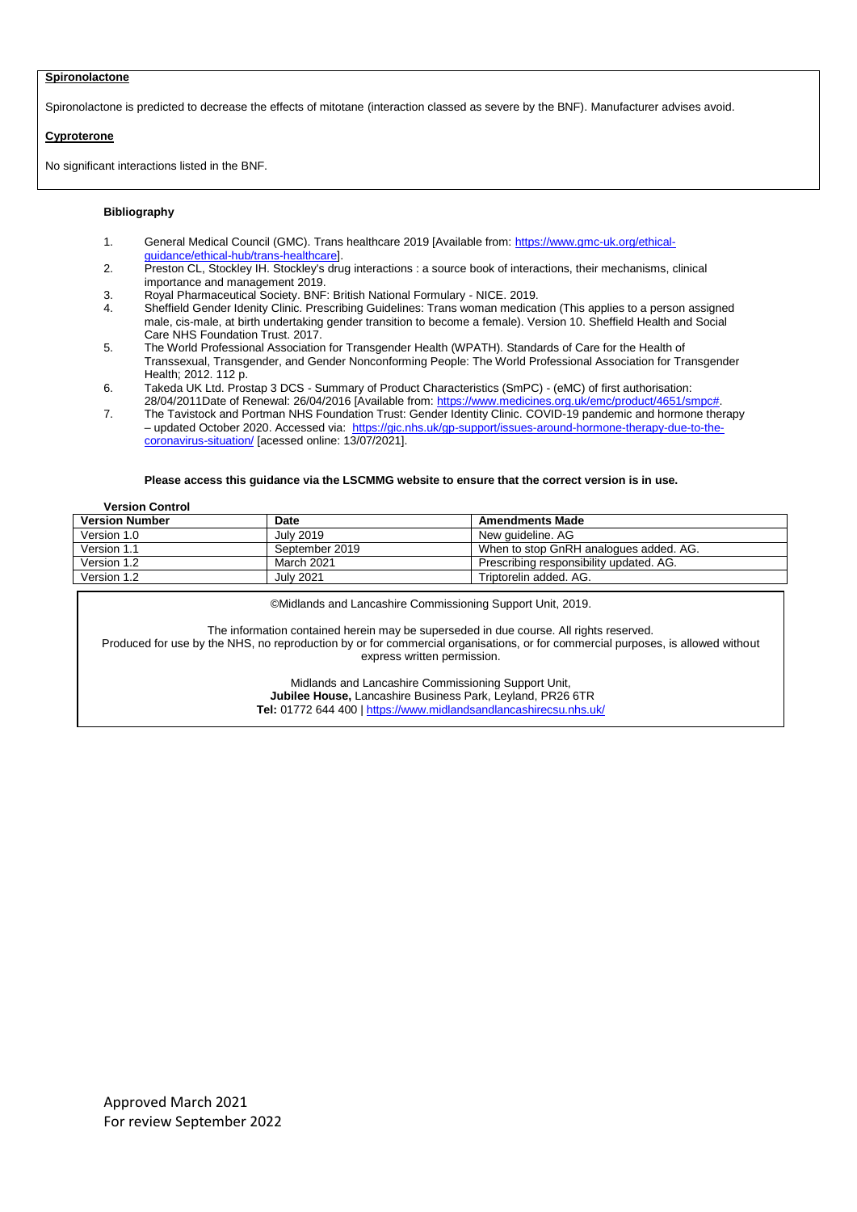**Spironolactone**

Spironolactone is predicted to decrease the effects of mitotane (interaction classed as severe by the BNF). Manufacturer advises avoid.

**Cyproterone**

No significant interactions listed in the BNF.

**Bibliography**

1. General Medical Council (GMC). Trans healthcare 2019 [Available from: https://www.gmc-uk.org/ethical-guidance/ethical-hub/trans-healthcare].
2. Preston CL, Stockley IH. Stockley's drug interactions : a source book of interactions, their mechanisms, clinical importance and management 2019.
3. Royal Pharmaceutical Society. BNF: British National Formulary - NICE. 2019.
4. Sheffield Gender Idenity Clinic. Prescribing Guidelines: Trans woman medication (This applies to a person assigned male, cis-male, at birth undertaking gender transition to become a female). Version 10. Sheffield Health and Social Care NHS Foundation Trust. 2017.
5. The World Professional Association for Transgender Health (WPATH). Standards of Care for the Health of Transsexual, Transgender, and Gender Nonconforming People: The World Professional Association for Transgender Health; 2012. 112 p.
6. Takeda UK Ltd. Prostap 3 DCS - Summary of Product Characteristics (SmPC) - (eMC) of first authorisation: 28/04/2011Date of Renewal: 26/04/2016 [Available from: https://www.medicines.org.uk/emc/product/4651/smpc#.
7. The Tavistock and Portman NHS Foundation Trust: Gender Identity Clinic. COVID-19 pandemic and hormone therapy – updated October 2020. Accessed via: https://gic.nhs.uk/gp-support/issues-around-hormone-therapy-due-to-the-coronavirus-situation/ [acessed online: 13/07/2021].

**Please access this guidance via the LSCMMG website to ensure that the correct version is in use.**

**Version Control**

| Version Number | Date | Amendments Made |
|---|---|---|
| Version 1.0 | July 2019 | New guideline. AG |
| Version 1.1 | September 2019 | When to stop GnRH analogues added. AG. |
| Version 1.2 | March 2021 | Prescribing responsibility updated. AG. |
| Version 1.2 | July 2021 | Triptorelin added. AG. |

©Midlands and Lancashire Commissioning Support Unit, 2019.

The information contained herein may be superseded in due course. All rights reserved.
Produced for use by the NHS, no reproduction by or for commercial organisations, or for commercial purposes, is allowed without express written permission.

Midlands and Lancashire Commissioning Support Unit,
**Jubilee House,** Lancashire Business Park, Leyland, PR26 6TR
**Tel:** 01772 644 400 | https://www.midlandsandlancashirecsu.nhs.uk/

Approved March 2021
For review September 2022